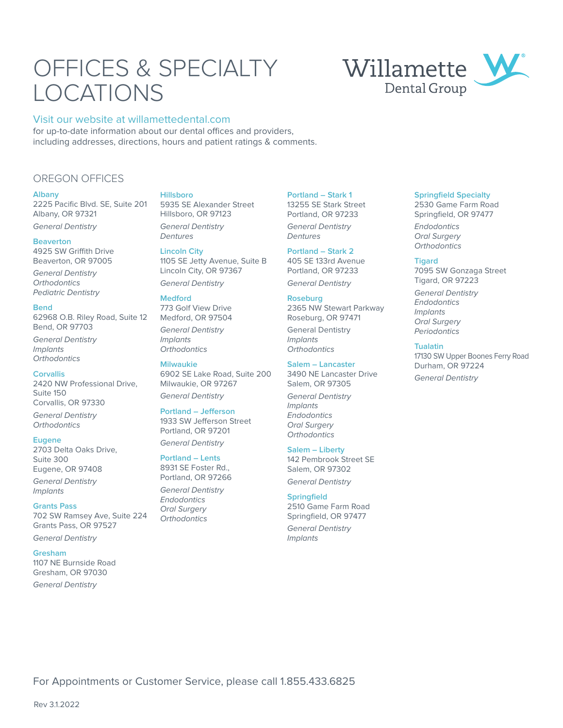# OFFICES & SPECIALTY LOCATIONS

Willamette Dental Group

Visit our website at willamettedental.com
for up-to-date information about our dental offices and providers, including addresses, directions, hours and patient ratings & comments.

## OREGON OFFICES

**Albany**
2225 Pacific Blvd. SE, Suite 201
Albany, OR 97321

*General Dentistry*

**Beaverton**
4925 SW Griffith Drive
Beaverton, OR 97005

*General Dentistry*
*Orthodontics*
*Pediatric Dentistry*

**Bend**
62968 O.B. Riley Road, Suite 12
Bend, OR 97703

*General Dentistry*
*Implants*
*Orthodontics*

**Corvallis**
2420 NW Professional Drive, Suite 150
Corvallis, OR 97330

*General Dentistry*
*Orthodontics*

**Eugene**
2703 Delta Oaks Drive, Suite 300
Eugene, OR 97408

*General Dentistry*
*Implants*

**Grants Pass**
702 SW Ramsey Ave, Suite 224
Grants Pass, OR 97527

*General Dentistry*

**Gresham**
1107 NE Burnside Road
Gresham, OR 97030

*General Dentistry*

**Hillsboro**
5935 SE Alexander Street
Hillsboro, OR 97123

*General Dentistry*
*Dentures*

**Lincoln City**
1105 SE Jetty Avenue, Suite B
Lincoln City, OR 97367

*General Dentistry*

**Medford**
773 Golf View Drive
Medford, OR 97504

*General Dentistry*
*Implants*
*Orthodontics*

**Milwaukie**
6902 SE Lake Road, Suite 200
Milwaukie, OR 97267

*General Dentistry*

**Portland – Jefferson**
1933 SW Jefferson Street
Portland, OR 97201

*General Dentistry*

**Portland – Lents**
8931 SE Foster Rd.,
Portland, OR 97266

*General Dentistry*
*Endodontics*
*Oral Surgery*
*Orthodontics*

**Portland – Stark 1**
13255 SE Stark Street
Portland, OR 97233

*General Dentistry*
*Dentures*

**Portland – Stark 2**
405 SE 133rd Avenue
Portland, OR 97233

*General Dentistry*

**Roseburg**
2365 NW Stewart Parkway
Roseburg, OR 97471

General Dentistry
*Implants*
*Orthodontics*

**Salem – Lancaster**
3490 NE Lancaster Drive
Salem, OR 97305

*General Dentistry*
*Implants*
*Endodontics*
*Oral Surgery*
*Orthodontics*

**Salem – Liberty**
142 Pembrook Street SE
Salem, OR 97302

*General Dentistry*

**Springfield**
2510 Game Farm Road
Springfield, OR 97477

*General Dentistry*
*Implants*

**Springfield Specialty**
2530 Game Farm Road
Springfield, OR 97477

*Endodontics*
*Oral Surgery*
*Orthodontics*

**Tigard**
7095 SW Gonzaga Street
Tigard, OR 97223

*General Dentistry*
*Endodontics*
*Implants*
*Oral Surgery*
*Periodontics*

**Tualatin**
17130 SW Upper Boones Ferry Road
Durham, OR 97224

*General Dentistry*

For Appointments or Customer Service, please call 1.855.433.6825

Rev 3.1.2022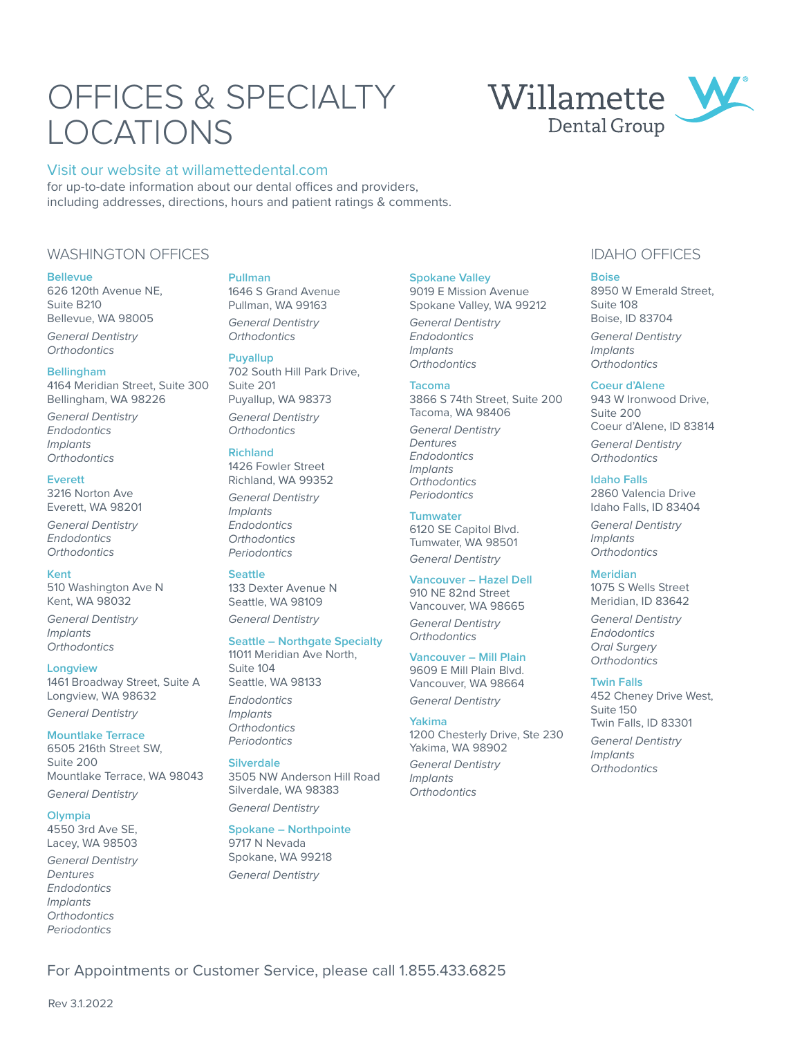# OFFICES & SPECIALTY LOCATIONS

Willamette Dental Group

Visit our website at willamettedental.com for up-to-date information about our dental offices and providers, including addresses, directions, hours and patient ratings & comments.

## WASHINGTON OFFICES

**Bellevue**
626 120th Avenue NE,
Suite B210
Bellevue, WA 98005

*General Dentistry*
*Orthodontics*

**Bellingham**
4164 Meridian Street, Suite 300
Bellingham, WA 98226

*General Dentistry*
*Endodontics*
*Implants*
*Orthodontics*

**Everett**
3216 Norton Ave
Everett, WA 98201

*General Dentistry*
*Endodontics*
*Orthodontics*

**Kent**
510 Washington Ave N
Kent, WA 98032

*General Dentistry*
*Implants*
*Orthodontics*

**Longview**
1461 Broadway Street, Suite A
Longview, WA 98632

*General Dentistry*

**Mountlake Terrace**
6505 216th Street SW,
Suite 200
Mountlake Terrace, WA 98043

*General Dentistry*

**Olympia**
4550 3rd Ave SE,
Lacey, WA 98503

*General Dentistry*
*Dentures*
*Endodontics*
*Implants*
*Orthodontics*
*Periodontics*

**Pullman**
1646 S Grand Avenue
Pullman, WA 99163

*General Dentistry*
*Orthodontics*

**Puyallup**
702 South Hill Park Drive,
Suite 201
Puyallup, WA 98373

*General Dentistry*
*Orthodontics*

**Richland**
1426 Fowler Street
Richland, WA 99352

*General Dentistry*
*Implants*
*Endodontics*
*Orthodontics*
*Periodontics*

**Seattle**
133 Dexter Avenue N
Seattle, WA 98109

*General Dentistry*

**Seattle – Northgate Specialty**
11011 Meridian Ave North,
Suite 104
Seattle, WA 98133

*Endodontics*
*Implants*
*Orthodontics*
*Periodontics*

**Silverdale**
3505 NW Anderson Hill Road
Silverdale, WA 98383

*General Dentistry*

**Spokane – Northpointe**
9717 N Nevada
Spokane, WA 99218

*General Dentistry*

**Spokane Valley**
9019 E Mission Avenue
Spokane Valley, WA 99212

*General Dentistry*
*Endodontics*
*Implants*
*Orthodontics*

**Tacoma**
3866 S 74th Street, Suite 200
Tacoma, WA 98406

*General Dentistry*
*Dentures*
*Endodontics*
*Implants*
*Orthodontics*
*Periodontics*

**Tumwater**
6120 SE Capitol Blvd.
Tumwater, WA 98501

*General Dentistry*

**Vancouver – Hazel Dell**
910 NE 82nd Street
Vancouver, WA 98665

*General Dentistry*
*Orthodontics*

**Vancouver – Mill Plain**
9609 E Mill Plain Blvd.
Vancouver, WA 98664

*General Dentistry*

**Yakima**
1200 Chesterly Drive, Ste 230
Yakima, WA 98902

*General Dentistry*
*Implants*
*Orthodontics*

## IDAHO OFFICES

**Boise**
8950 W Emerald Street,
Suite 108
Boise, ID 83704

*General Dentistry*
*Implants*
*Orthodontics*

**Coeur d'Alene**
943 W Ironwood Drive,
Suite 200
Coeur d'Alene, ID 83814

*General Dentistry*
*Orthodontics*

**Idaho Falls**
2860 Valencia Drive
Idaho Falls, ID 83404

*General Dentistry*
*Implants*
*Orthodontics*

**Meridian**
1075 S Wells Street
Meridian, ID 83642

*General Dentistry*
*Endodontics*
*Oral Surgery*
*Orthodontics*

**Twin Falls**
452 Cheney Drive West,
Suite 150
Twin Falls, ID 83301

*General Dentistry*
*Implants*
*Orthodontics*

For Appointments or Customer Service, please call 1.855.433.6825

Rev 3.1.2022